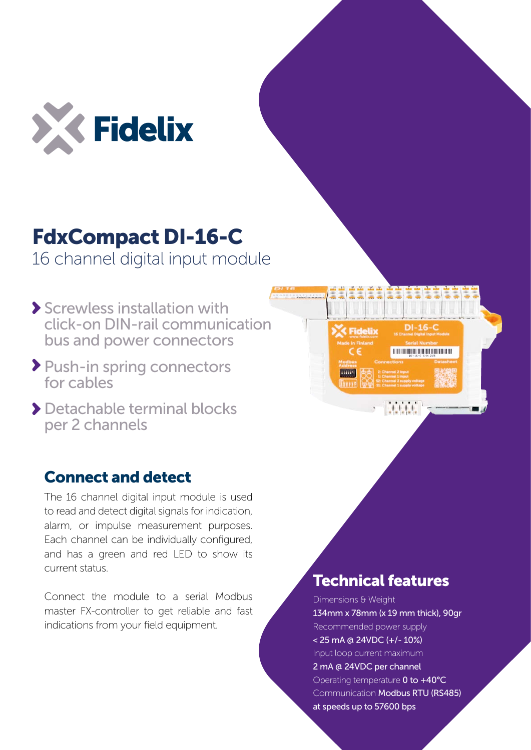# FdxCompact DI-16-C

16 channel digital input module

- Screwless installation with click-on DIN-rail communication bus and power connectors
- Push-in spring connectors for cables
- Detachable terminal blocks per 2 channels

## Connect and detect

The 16 channel digital input module is used to read and detect digital signals for indication, alarm, or impulse measurement purposes. Each channel can be individually configured, and has a green and red LED to show its current status.

Connect the module to a serial Modbus master FX-controller to get reliable and fast indications from your field equipment.

## Technical features

Dimensions & Weight
**134mm x 78mm (x 19 mm thick), 90gr**

Recommended power supply
**< 25 mA @ 24VDC (+/- 10%)**

Input loop current maximum
**2 mA @ 24VDC per channel**

Operating temperature **0 to +40°C**

Communication **Modbus RTU (RS485) at speeds up to 57600 bps**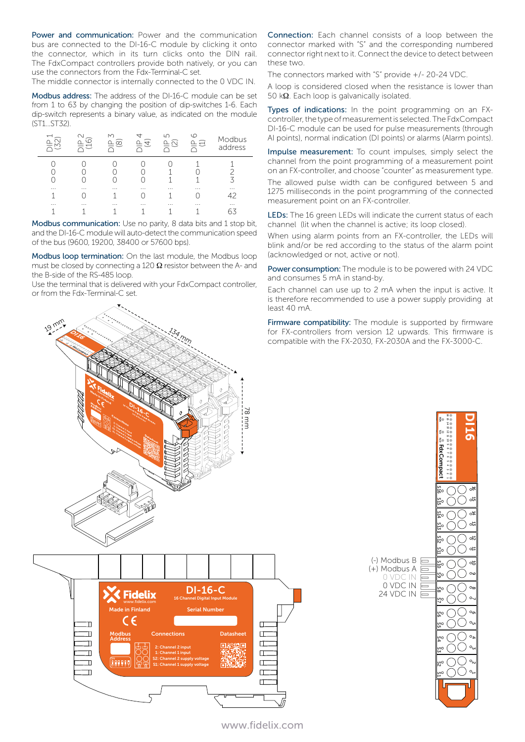**Power and communication:** Power and the communication bus are connected to the DI-16-C module by clicking it onto the connector, which in its turn clicks onto the DIN rail. The FdxCompact controllers provide both natively, or you can use the connectors from the Fdx-Terminal-C set.
The middle connector is internally connected to the 0 VDC IN.

**Modbus address:** The address of the DI-16-C module can be set from 1 to 63 by changing the position of dip-switches 1-6. Each dip-switch represents a binary value, as indicated on the module (ST1...ST32).

| DIP 1 (32) | DIP 2 (16) | DIP 3 (8) | DIP 4 (4) | DIP 5 (2) | DIP 6 (1) | Modbus address |
|---|---|---|---|---|---|---|
| 0 | 0 | 0 | 0 | 0 | 1 | 1 |
| 0 | 0 | 0 | 0 | 1 | 0 | 2 |
| 0 | 0 | 0 | 0 | 1 | 1 | 3 |
| ... | ... | ... | ... | ... | ... | ... |
| 1 | 0 | 1 | 0 | 1 | 0 | 42 |
| ... | ... | ... | ... | ... | ... | ... |
| 1 | 1 | 1 | 1 | 1 | 1 | 63 |

**Modbus communication:** Use no parity, 8 data bits and 1 stop bit, and the DI-16-C module will auto-detect the communication speed of the bus (9600, 19200, 38400 or 57600 bps).

**Modbus loop termination:** On the last module, the Modbus loop must be closed by connecting a 120 Ω resistor between the A- and the B-side of the RS-485 loop.
Use the terminal that is delivered with your FdxCompact controller, or from the Fdx-Terminal-C set.

19 mm

134 mm

78 mm

**Connection:** Each channel consists of a loop between the connector marked with "S" and the corresponding numbered connector right next to it. Connect the device to detect between these two.

The connectors marked with "S" provide +/- 20-24 VDC.

A loop is considered closed when the resistance is lower than 50 kΩ. Each loop is galvanically isolated.

**Types of indications:** In the point programming on an FX-controller, the type of measurement is selected. The FdxCompact DI-16-C module can be used for pulse measurements (through AI points), normal indication (DI points) or alarms (Alarm points).

**Impulse measurement:** To count impulses, simply select the channel from the point programming of a measurement point on an FX-controller, and choose "counter" as measurement type.

The allowed pulse width can be configured between 5 and 1275 milliseconds in the point programming of the connected measurement point on an FX-controller.

**LEDs:** The 16 green LEDs will indicate the current status of each channel (lit when the channel is active; its loop closed).

When using alarm points from an FX-controller, the LEDs will blink and/or be red according to the status of the alarm point (acknowledged or not, active or not).

**Power consumption:** The module is to be powered with 24 VDC and consumes 5 mA in stand-by.

Each channel can use up to 2 mA when the input is active. It is therefore recommended to use a power supply providing at least 40 mA.

**Firmware compatibility:** The module is supported by firmware for FX-controllers from version 12 upwards. This firmware is compatible with the FX-2030, FX-2030A and the FX-3000-C.

(-) Modbus B
(+) Modbus A
0 VDC IN
0 VDC IN
24 VDC IN

Fidelix
www.fidelix.com
Made in Finland
DI-16-C
16 Channel Digital Input Module
Serial Number
Modbus Address
Connections
2: Channel 2 input
1: Channel 1 input
S2: Channel 2 supply voltage
S1: Channel 1 supply voltage
Datasheet

www.fidelix.com